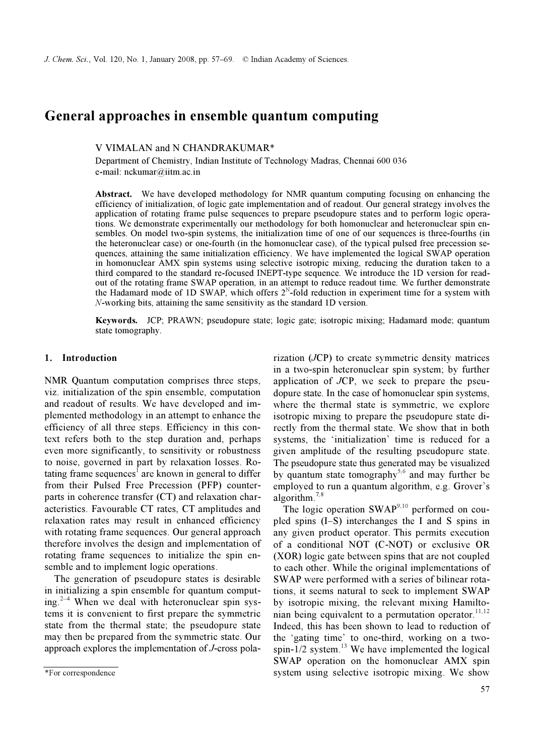# General approaches in ensemble quantum computing

V VIMALAN and N CHANDRAKUMAR*

Department of Chemistry, Indian Institute of Technology Madras, Chennai 600 036
e-mail: nckumar@iitm.ac.in

**Abstract.** We have developed methodology for NMR quantum computing focusing on enhancing the efficiency of initialization, of logic gate implementation and of readout. Our general strategy involves the application of rotating frame pulse sequences to prepare pseudopure states and to perform logic operations. We demonstrate experimentally our methodology for both homonuclear and heteronuclear spin ensembles. On model two-spin systems, the initialization time of one of our sequences is three-fourths (in the heteronuclear case) or one-fourth (in the homonuclear case), of the typical pulsed free precession sequences, attaining the same initialization efficiency. We have implemented the logical SWAP operation in homonuclear AMX spin systems using selective isotropic mixing, reducing the duration taken to a third compared to the standard re-focused INEPT-type sequence. We introduce the 1D version for readout of the rotating frame SWAP operation, in an attempt to reduce readout time. We further demonstrate the Hadamard mode of 1D SWAP, which offers $2^N$-fold reduction in experiment time for a system with $N$-working bits, attaining the same sensitivity as the standard 1D version.

**Keywords.** JCP; PRAWN; pseudopure state; logic gate; isotropic mixing; Hadamard mode; quantum state tomography.

## 1. Introduction

NMR Quantum computation comprises three steps, viz. initialization of the spin ensemble, computation and readout of results. We have developed and implemented methodology in an attempt to enhance the efficiency of all three steps. Efficiency in this context refers both to the step duration and, perhaps even more significantly, to sensitivity or robustness to noise, governed in part by relaxation losses. Rotating frame sequences[1] are known in general to differ from their Pulsed Free Precession (PFP) counterparts in coherence transfer (CT) and relaxation characteristics. Favourable CT rates, CT amplitudes and relaxation rates may result in enhanced efficiency with rotating frame sequences. Our general approach therefore involves the design and implementation of rotating frame sequences to initialize the spin ensemble and to implement logic operations.

The generation of pseudopure states is desirable in initializing a spin ensemble for quantum computing.[2–4] When we deal with heteronuclear spin systems it is convenient to first prepare the symmetric state from the thermal state; the pseudopure state may then be prepared from the symmetric state. Our approach explores the implementation of *J*-cross polarization (*J*CP) to create symmetric density matrices in a two-spin heteronuclear spin system; by further application of *J*CP, we seek to prepare the pseudopure state. In the case of homonuclear spin systems, where the thermal state is symmetric, we explore isotropic mixing to prepare the pseudopure state directly from the thermal state. We show that in both systems, the 'initialization' time is reduced for a given amplitude of the resulting pseudopure state. The pseudopure state thus generated may be visualized by quantum state tomography[5,6] and may further be employed to run a quantum algorithm, e.g. Grover's algorithm.[7,8]

The logic operation SWAP[9,10] performed on coupled spins (I–S) interchanges the I and S spins in any given product operator. This permits execution of a conditional NOT (C-NOT) or exclusive OR (XOR) logic gate between spins that are not coupled to each other. While the original implementations of SWAP were performed with a series of bilinear rotations, it seems natural to seek to implement SWAP by isotropic mixing, the relevant mixing Hamiltonian being equivalent to a permutation operator.[11,12] Indeed, this has been shown to lead to reduction of the 'gating time' to one-third, working on a two-spin-1/2 system.[13] We have implemented the logical SWAP operation on the homonuclear AMX spin system using selective isotropic mixing. We show

*For correspondence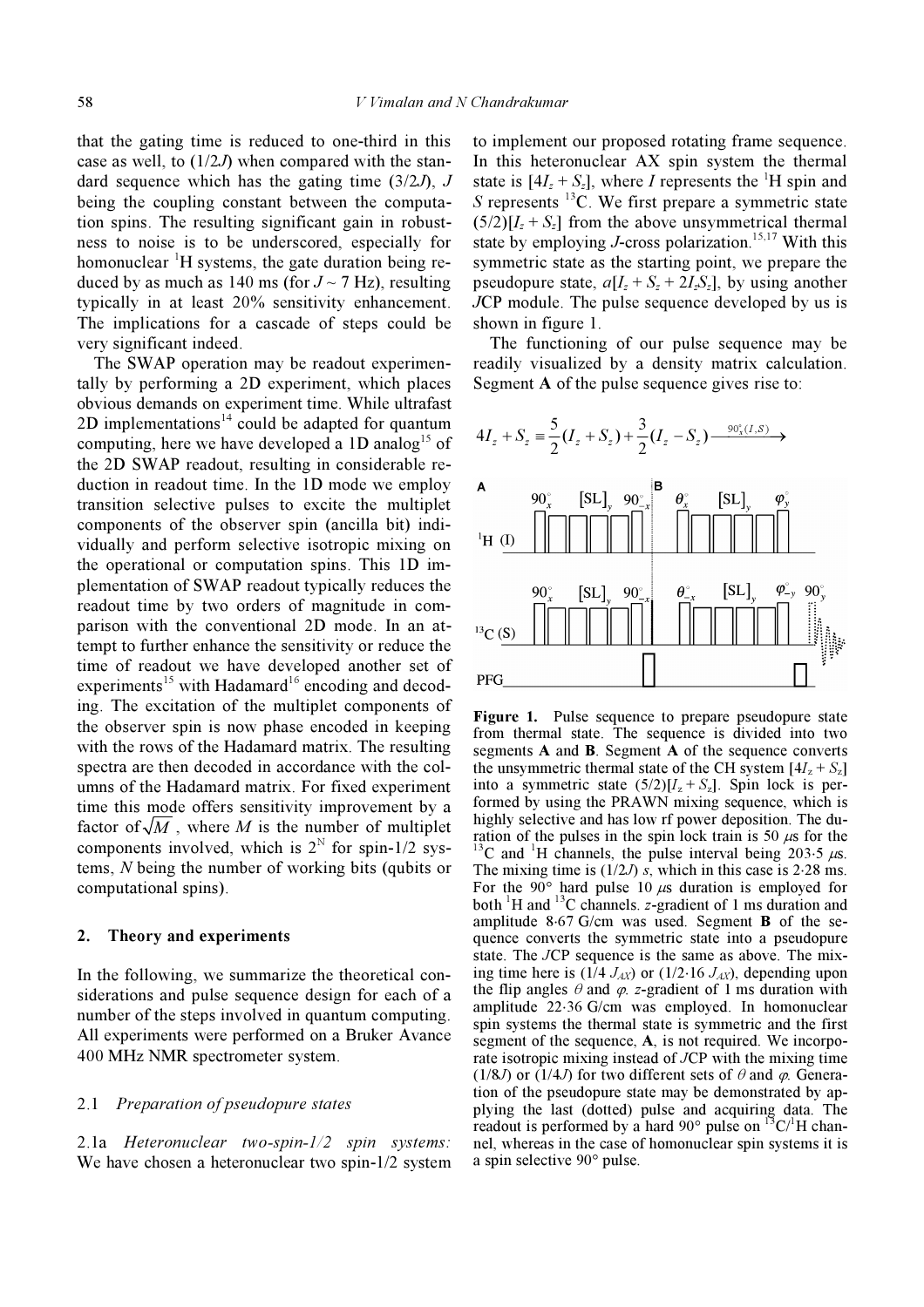that the gating time is reduced to one-third in this case as well, to $(1/2J)$ when compared with the standard sequence which has the gating time $(3/2J)$, $J$ being the coupling constant between the computation spins. The resulting significant gain in robustness to noise is to be underscored, especially for homonuclear $^1$H systems, the gate duration being reduced by as much as 140 ms (for $J \sim 7$ Hz), resulting typically in at least 20% sensitivity enhancement. The implications for a cascade of steps could be very significant indeed.

The SWAP operation may be readout experimentally by performing a 2D experiment, which places obvious demands on experiment time. While ultrafast 2D implementations[14] could be adapted for quantum computing, here we have developed a 1D analog[15] of the 2D SWAP readout, resulting in considerable reduction in readout time. In the 1D mode we employ transition selective pulses to excite the multiplet components of the observer spin (ancilla bit) individually and perform selective isotropic mixing on the operational or computation spins. This 1D implementation of SWAP readout typically reduces the readout time by two orders of magnitude in comparison with the conventional 2D mode. In an attempt to further enhance the sensitivity or reduce the time of readout we have developed another set of experiments[15] with Hadamard[16] encoding and decoding. The excitation of the multiplet components of the observer spin is now phase encoded in keeping with the rows of the Hadamard matrix. The resulting spectra are then decoded in accordance with the columns of the Hadamard matrix. For fixed experiment time this mode offers sensitivity improvement by a factor of $\sqrt{M}$, where $M$ is the number of multiplet components involved, which is $2^N$ for spin-1/2 systems, $N$ being the number of working bits (qubits or computational spins).

## 2. Theory and experiments

In the following, we summarize the theoretical considerations and pulse sequence design for each of a number of the steps involved in quantum computing. All experiments were performed on a Bruker Avance 400 MHz NMR spectrometer system.

### 2.1 *Preparation of pseudopure states*

*2.1a Heteronuclear two-spin-1/2 spin systems:* We have chosen a heteronuclear two spin-1/2 system to implement our proposed rotating frame sequence. In this heteronuclear AX spin system the thermal state is $[4I_z + S_z]$, where $I$ represents the $^1$H spin and $S$ represents $^{13}$C. We first prepare a symmetric state $(5/2)[I_z + S_z]$ from the above unsymmetrical thermal state by employing $J$-cross polarization.[15,17] With this symmetric state as the starting point, we prepare the pseudopure state, $a[I_z + S_z + 2I_zS_z]$, by using another $J$CP module. The pulse sequence developed by us is shown in figure 1.

The functioning of our pulse sequence may be readily visualized by a density matrix calculation. Segment **A** of the pulse sequence gives rise to:

$$4I_z + S_z \equiv \frac{5}{2}(I_z + S_z) + \frac{3}{2}(I_z - S_z) \xrightarrow{90^\circ_x(I,S)}$$

**Figure 1.** Pulse sequence to prepare pseudopure state from thermal state. The sequence is divided into two segments **A** and **B**. Segment **A** of the sequence converts the unsymmetric thermal state of the CH system $[4I_z + S_z]$ into a symmetric state $(5/2)[I_z + S_z]$. Spin lock is performed by using the PRAWN mixing sequence, which is highly selective and has low rf power deposition. The duration of the pulses in the spin lock train is 50 $\mu$s for the $^{13}$C and $^1$H channels, the pulse interval being 203·5 $\mu$s. The mixing time is $(1/2J)$ s, which in this case is 2·28 ms. For the 90° hard pulse 10 $\mu$s duration is employed for both $^1$H and $^{13}$C channels. $z$-gradient of 1 ms duration and amplitude 8·67 G/cm was used. Segment **B** of the sequence converts the symmetric state into a pseudopure state. The $J$CP sequence is the same as above. The mixing time here is $(1/4\,J_{AX})$ or $(1/2{\cdot}16\,J_{AX})$, depending upon the flip angles $\theta$ and $\varphi$. $z$-gradient of 1 ms duration with amplitude 22·36 G/cm was employed. In homonuclear spin systems the thermal state is symmetric and the first segment of the sequence, **A**, is not required. We incorporate isotropic mixing instead of $J$CP with the mixing time $(1/8J)$ or $(1/4J)$ for two different sets of $\theta$ and $\varphi$. Generation of the pseudopure state may be demonstrated by applying the last (dotted) pulse and acquiring data. The readout is performed by a hard 90° pulse on $^{13}$C/$^1$H channel, whereas in the case of homonuclear spin systems it is a spin selective 90° pulse.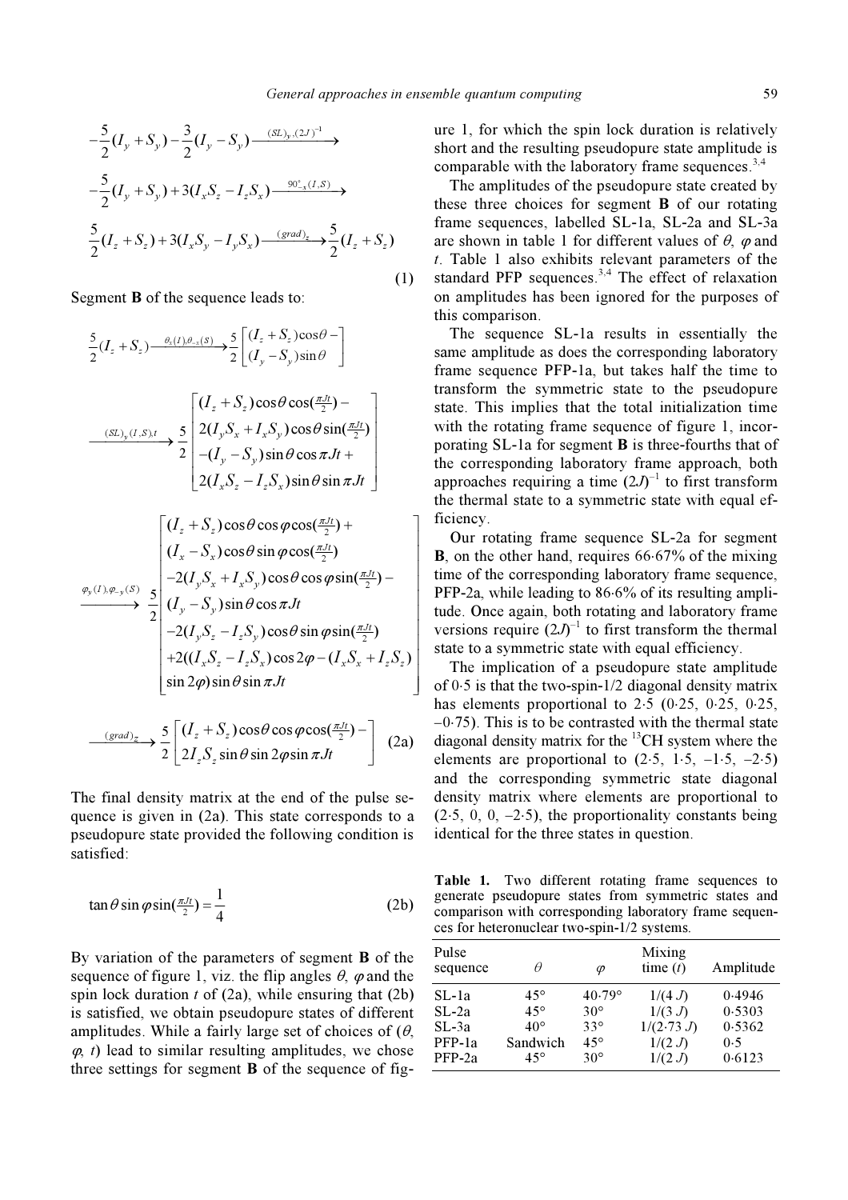$$-\frac{5}{2}(I_y + S_y) - \frac{3}{2}(I_y - S_y) \xrightarrow{(SL)_y,(2J)^{-1}}$$

$$-\frac{5}{2}(I_y + S_y) + 3(I_x S_z - I_z S_x) \xrightarrow{90^\circ_{-x}(I,S)}$$

$$\frac{5}{2}(I_z + S_z) + 3(I_x S_y - I_y S_x) \xrightarrow{(grad)_z} \frac{5}{2}(I_z + S_z) \tag{1}$$

Segment **B** of the sequence leads to:

$$\frac{5}{2}(I_z + S_z) \xrightarrow{\theta_x(I),\theta_{-x}(S)} \frac{5}{2}\begin{bmatrix}(I_z + S_z)\cos\theta - \\ (I_y - S_y)\sin\theta\end{bmatrix}$$

$$\xrightarrow{(SL)_y(I,S),t} \frac{5}{2}\begin{bmatrix}(I_z + S_z)\cos\theta\cos(\frac{\pi Jt}{2}) - \\ 2(I_y S_x + I_x S_y)\cos\theta\sin(\frac{\pi Jt}{2}) \\ -(I_y - S_y)\sin\theta\cos\pi Jt + \\ 2(I_x S_z - I_z S_x)\sin\theta\sin\pi Jt\end{bmatrix}$$

$$\xrightarrow{\varphi_y(I),\varphi_{-y}(S)} \frac{5}{2}\begin{bmatrix}(I_z + S_z)\cos\theta\cos\varphi\cos(\frac{\pi Jt}{2}) + \\ (I_x - S_x)\cos\theta\sin\varphi\cos(\frac{\pi Jt}{2}) \\ -2(I_y S_x + I_x S_y)\cos\theta\cos\varphi\sin(\frac{\pi Jt}{2}) - \\ (I_y - S_y)\sin\theta\cos\pi Jt \\ -2(I_y S_z - I_z S_y)\cos\theta\sin\varphi\sin(\frac{\pi Jt}{2}) \\ +2((I_x S_z - I_z S_x)\cos 2\varphi - (I_x S_x + I_z S_z) \\ \sin 2\varphi)\sin\theta\sin\pi Jt\end{bmatrix}$$

$$\xrightarrow{(grad)_Z} \frac{5}{2}\begin{bmatrix}(I_z + S_z)\cos\theta\cos\varphi\cos(\frac{\pi Jt}{2}) - \\ 2I_z S_z\sin\theta\sin 2\varphi\sin\pi Jt\end{bmatrix} \tag{2a}$$

The final density matrix at the end of the pulse sequence is given in (2a). This state corresponds to a pseudopure state provided the following condition is satisfied:

$$\tan\theta\sin\varphi\sin(\tfrac{\pi Jt}{2}) = \frac{1}{4} \tag{2b}$$

By variation of the parameters of segment **B** of the sequence of figure 1, viz. the flip angles $\theta$, $\varphi$ and the spin lock duration $t$ of (2a), while ensuring that (2b) is satisfied, we obtain pseudopure states of different amplitudes. While a fairly large set of choices of ($\theta$, $\varphi$, $t$) lead to similar resulting amplitudes, we chose three settings for segment **B** of the sequence of figure 1, for which the spin lock duration is relatively short and the resulting pseudopure state amplitude is comparable with the laboratory frame sequences.[3,4]

The amplitudes of the pseudopure state created by these three choices for segment **B** of our rotating frame sequences, labelled SL-1a, SL-2a and SL-3a are shown in table 1 for different values of $\theta$, $\varphi$ and $t$. Table 1 also exhibits relevant parameters of the standard PFP sequences.[3,4] The effect of relaxation on amplitudes has been ignored for the purposes of this comparison.

The sequence SL-1a results in essentially the same amplitude as does the corresponding laboratory frame sequence PFP-1a, but takes half the time to transform the symmetric state to the pseudopure state. This implies that the total initialization time with the rotating frame sequence of figure 1, incorporating SL-1a for segment **B** is three-fourths that of the corresponding laboratory frame approach, both approaches requiring a time $(2J)^{-1}$ to first transform the thermal state to a symmetric state with equal efficiency.

Our rotating frame sequence SL-2a for segment **B**, on the other hand, requires 66·67% of the mixing time of the corresponding laboratory frame sequence, PFP-2a, while leading to 86·6% of its resulting amplitude. Once again, both rotating and laboratory frame versions require $(2J)^{-1}$ to first transform the thermal state to a symmetric state with equal efficiency.

The implication of a pseudopure state amplitude of 0·5 is that the two-spin-1/2 diagonal density matrix has elements proportional to 2·5 (0·25, 0·25, 0·25, –0·75). This is to be contrasted with the thermal state diagonal density matrix for the $^{13}$CH system where the elements are proportional to (2·5, 1·5, –1·5, –2·5) and the corresponding symmetric state diagonal density matrix where elements are proportional to (2·5, 0, 0, –2·5), the proportionality constants being identical for the three states in question.

**Table 1.** Two different rotating frame sequences to generate pseudopure states from symmetric states and comparison with corresponding laboratory frame sequences for heteronuclear two-spin-1/2 systems.

| Pulse sequence | $\theta$ | $\varphi$ | Mixing time ($t$) | Amplitude |
|---|---|---|---|---|
| SL-1a | 45° | 40·79° | 1/(4 $J$) | 0·4946 |
| SL-2a | 45° | 30° | 1/(3 $J$) | 0·5303 |
| SL-3a | 40° | 33° | 1/(2·73 $J$) | 0·5362 |
| PFP-1a | Sandwich | 45° | 1/(2 $J$) | 0·5 |
| PFP-2a | 45° | 30° | 1/(2 $J$) | 0·6123 |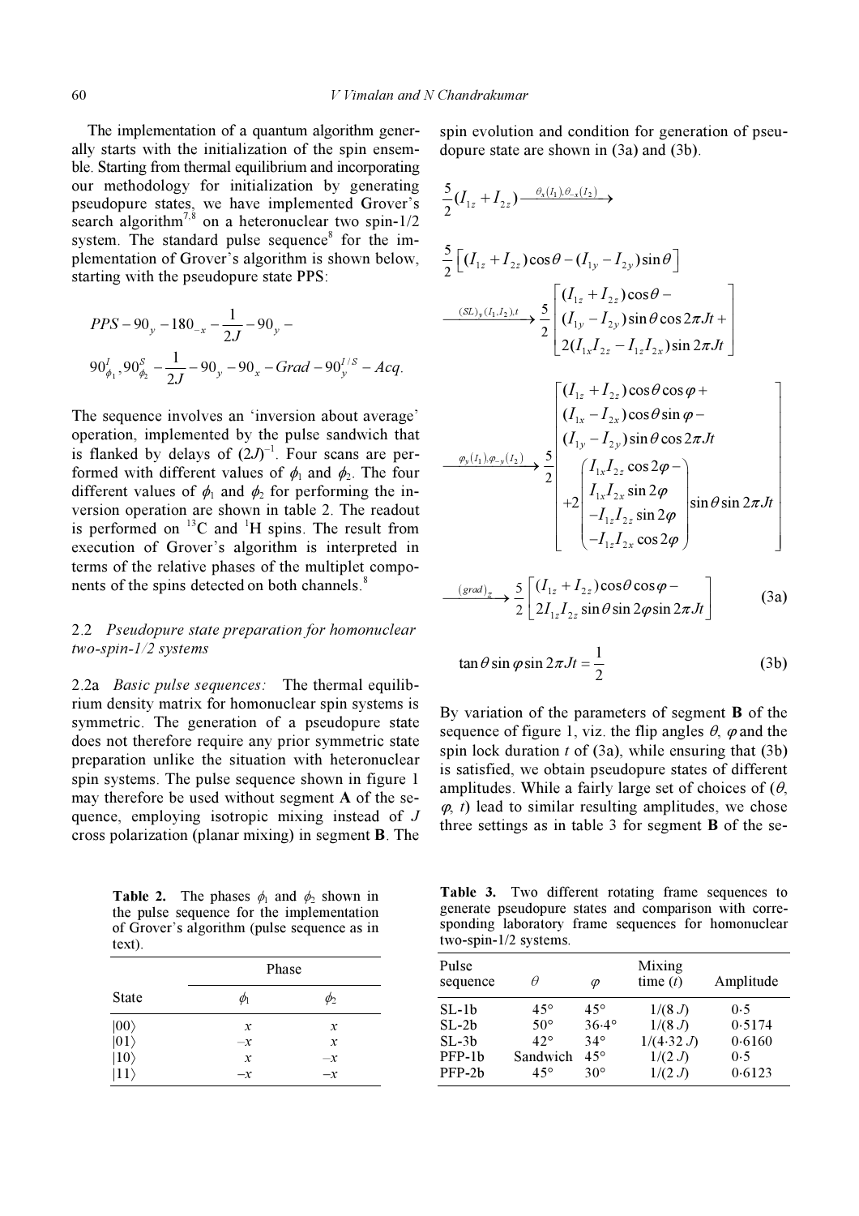The implementation of a quantum algorithm generally starts with the initialization of the spin ensemble. Starting from thermal equilibrium and incorporating our methodology for initialization by generating pseudopure states, we have implemented Grover's search algorithm[7,8] on a heteronuclear two spin-1/2 system. The standard pulse sequence[8] for the implementation of Grover's algorithm is shown below, starting with the pseudopure state PPS:

$$PPS - 90_y - 180_{-x} - \frac{1}{2J} - 90_y -$$

$$90^I_{\phi_1}, 90^S_{\phi_2} - \frac{1}{2J} - 90_y - 90_x - Grad - 90^{I/S}_y - Acq.$$

The sequence involves an 'inversion about average' operation, implemented by the pulse sandwich that is flanked by delays of $(2J)^{-1}$. Four scans are performed with different values of $\phi_1$ and $\phi_2$. The four different values of $\phi_1$ and $\phi_2$ for performing the inversion operation are shown in table 2. The readout is performed on $^{13}C$ and $^{1}H$ spins. The result from execution of Grover's algorithm is interpreted in terms of the relative phases of the multiplet components of the spins detected on both channels.[8]

### 2.2 *Pseudopure state preparation for homonuclear two-spin-1/2 systems*

2.2a *Basic pulse sequences:* The thermal equilibrium density matrix for homonuclear spin systems is symmetric. The generation of a pseudopure state does not therefore require any prior symmetric state preparation unlike the situation with heteronuclear spin systems. The pulse sequence shown in figure 1 may therefore be used without segment **A** of the sequence, employing isotropic mixing instead of *J* cross polarization (planar mixing) in segment **B**. The spin evolution and condition for generation of pseudopure state are shown in (3a) and (3b).

$$\frac{5}{2}(I_{1z} + I_{2z}) \xrightarrow{\theta_x(I_1),\theta_{-x}(I_2)}$$

$$\frac{5}{2}\left[(I_{1z} + I_{2z})\cos\theta - (I_{1y} - I_{2y})\sin\theta\right]$$

$$\xrightarrow{(SL)_y(I_1,I_2),t} \frac{5}{2}\begin{bmatrix}(I_{1z} + I_{2z})\cos\theta - \\ (I_{1y} - I_{2y})\sin\theta\cos 2\pi Jt + \\ 2(I_{1x}I_{2z} - I_{1z}I_{2x})\sin 2\pi Jt\end{bmatrix}$$

$$\xrightarrow{\varphi_y(I_1),\varphi_{-y}(I_2)} \frac{5}{2}\begin{bmatrix}(I_{1z} + I_{2z})\cos\theta\cos\varphi + \\ (I_{1x} - I_{2x})\cos\theta\sin\varphi - \\ (I_{1y} - I_{2y})\sin\theta\cos 2\pi Jt \\ +2\begin{pmatrix}I_{1x}I_{2z}\cos 2\varphi - \\ I_{1x}I_{2x}\sin 2\varphi \\ -I_{1z}I_{2z}\sin 2\varphi \\ -I_{1z}I_{2x}\cos 2\varphi\end{pmatrix}\sin\theta\sin 2\pi Jt\end{bmatrix}$$

$$\xrightarrow{(grad)_z} \frac{5}{2}\begin{bmatrix}(I_{1z} + I_{2z})\cos\theta\cos\varphi - \\ 2I_{1z}I_{2z}\sin\theta\sin 2\varphi\sin 2\pi Jt\end{bmatrix} \tag{3a}$$

$$\tan\theta\sin\varphi\sin 2\pi Jt = \frac{1}{2} \tag{3b}$$

By variation of the parameters of segment **B** of the sequence of figure 1, viz. the flip angles $\theta$, $\varphi$ and the spin lock duration $t$ of (3a), while ensuring that (3b) is satisfied, we obtain pseudopure states of different amplitudes. While a fairly large set of choices of ($\theta$, $\varphi$, $t$) lead to similar resulting amplitudes, we chose three settings as in table 3 for segment **B** of the se-

**Table 2.** The phases $\phi_1$ and $\phi_2$ shown in the pulse sequence for the implementation of Grover's algorithm (pulse sequence as in text).

| State | Phase | |
|---|---|---|
| | $\phi_1$ | $\phi_2$ |
| $\|00\rangle$ | $x$ | $x$ |
| $\|01\rangle$ | $-x$ | $x$ |
| $\|10\rangle$ | $x$ | $-x$ |
| $\|11\rangle$ | $-x$ | $-x$ |

**Table 3.** Two different rotating frame sequences to generate pseudopure states and comparison with corresponding laboratory frame sequences for homonuclear two-spin-1/2 systems.

| Pulse sequence | $\theta$ | $\varphi$ | Mixing time ($t$) | Amplitude |
|---|---|---|---|---|
| SL-1b | 45° | 45° | $1/(8\,J)$ | 0·5 |
| SL-2b | 50° | 36·4° | $1/(8\,J)$ | 0·5174 |
| SL-3b | 42° | 34° | $1/(4{\cdot}32\,J)$ | 0·6160 |
| PFP-1b | Sandwich | 45° | $1/(2\,J)$ | 0·5 |
| PFP-2b | 45° | 30° | $1/(2\,J)$ | 0·6123 |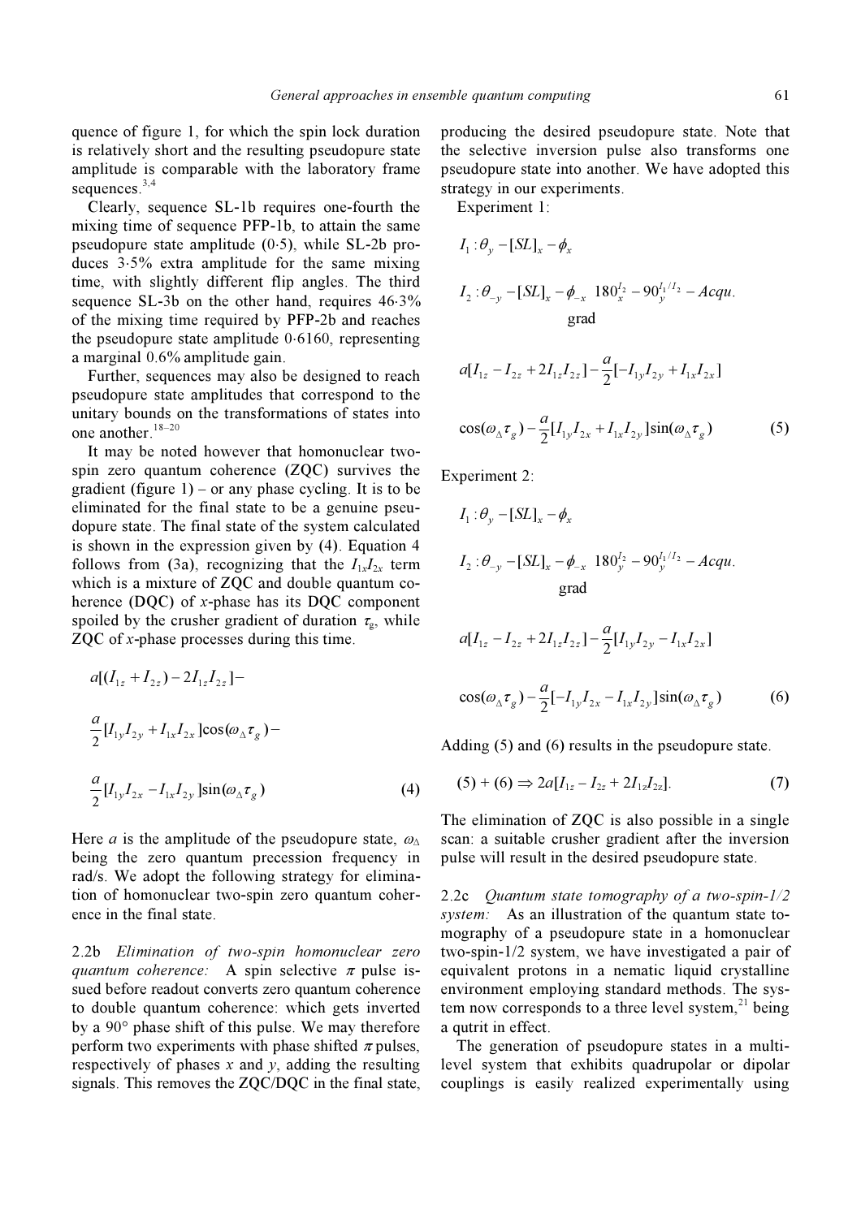quence of figure 1, for which the spin lock duration is relatively short and the resulting pseudopure state amplitude is comparable with the laboratory frame sequences.[3,4]

Clearly, sequence SL-1b requires one-fourth the mixing time of sequence PFP-1b, to attain the same pseudopure state amplitude (0·5), while SL-2b produces 3·5% extra amplitude for the same mixing time, with slightly different flip angles. The third sequence SL-3b on the other hand, requires 46·3% of the mixing time required by PFP-2b and reaches the pseudopure state amplitude 0·6160, representing a marginal 0.6% amplitude gain.

Further, sequences may also be designed to reach pseudopure state amplitudes that correspond to the unitary bounds on the transformations of states into one another.[18–20]

It may be noted however that homonuclear two-spin zero quantum coherence (ZQC) survives the gradient (figure 1) – or any phase cycling. It is to be eliminated for the final state to be a genuine pseudopure state. The final state of the system calculated is shown in the expression given by (4). Equation 4 follows from (3a), recognizing that the $I_{1x}I_{2x}$ term which is a mixture of ZQC and double quantum coherence (DQC) of $x$-phase has its DQC component spoiled by the crusher gradient of duration $\tau_g$, while ZQC of $x$-phase processes during this time.

$$
a[(I_{1z}+I_{2z})-2I_{1z}I_{2z}]-
$$

$$
\frac{a}{2}[I_{1y}I_{2y}+I_{1x}I_{2x}]\cos(\omega_\Delta\tau_g)-
$$

$$
\frac{a}{2}[I_{1y}I_{2x}-I_{1x}I_{2y}]\sin(\omega_\Delta\tau_g) \tag{4}
$$

Here $a$ is the amplitude of the pseudopure state, $\omega_\Delta$ being the zero quantum precession frequency in rad/s. We adopt the following strategy for elimination of homonuclear two-spin zero quantum coherence in the final state.

2.2b *Elimination of two-spin homonuclear zero quantum coherence:* A spin selective $\pi$ pulse issued before readout converts zero quantum coherence to double quantum coherence: which gets inverted by a 90° phase shift of this pulse. We may therefore perform two experiments with phase shifted $\pi$ pulses, respectively of phases $x$ and $y$, adding the resulting signals. This removes the ZQC/DQC in the final state, producing the desired pseudopure state. Note that the selective inversion pulse also transforms one pseudopure state into another. We have adopted this strategy in our experiments.

Experiment 1:

$$
I_1:\theta_y-[SL]_x-\phi_x
$$

$$
I_2:\theta_{-y}-[SL]_x-\phi_{-x}\ \ 180^{I_2}_x-90^{I_1/I_2}_y-Acqu.
$$

$$
\text{grad}
$$

$$
a[I_{1z}-I_{2z}+2I_{1z}I_{2z}]-\frac{a}{2}[-I_{1y}I_{2y}+I_{1x}I_{2x}]
$$

$$
\cos(\omega_\Delta\tau_g)-\frac{a}{2}[I_{1y}I_{2x}+I_{1x}I_{2y}]\sin(\omega_\Delta\tau_g) \tag{5}
$$

Experiment 2:

$$
I_1:\theta_y-[SL]_x-\phi_x
$$

$$
I_2:\theta_{-y}-[SL]_x-\phi_{-x}\ \ 180^{I_2}_y-90^{I_1/I_2}_y-Acqu.
$$

$$
\text{grad}
$$

$$
a[I_{1z}-I_{2z}+2I_{1z}I_{2z}]-\frac{a}{2}[I_{1y}I_{2y}-I_{1x}I_{2x}]
$$

$$
\cos(\omega_\Delta\tau_g)-\frac{a}{2}[-I_{1y}I_{2x}-I_{1x}I_{2y}]\sin(\omega_\Delta\tau_g) \tag{6}
$$

Adding (5) and (6) results in the pseudopure state.

$$
(5)+(6)\Rightarrow 2a[I_{1z}-I_{2z}+2I_{1z}I_{2z}]. \tag{7}
$$

The elimination of ZQC is also possible in a single scan: a suitable crusher gradient after the inversion pulse will result in the desired pseudopure state.

2.2c *Quantum state tomography of a two-spin-1/2 system:* As an illustration of the quantum state tomography of a pseudopure state in a homonuclear two-spin-1/2 system, we have investigated a pair of equivalent protons in a nematic liquid crystalline environment employing standard methods. The system now corresponds to a three level system,[21] being a qutrit in effect.

The generation of pseudopure states in a multilevel system that exhibits quadrupolar or dipolar couplings is easily realized experimentally using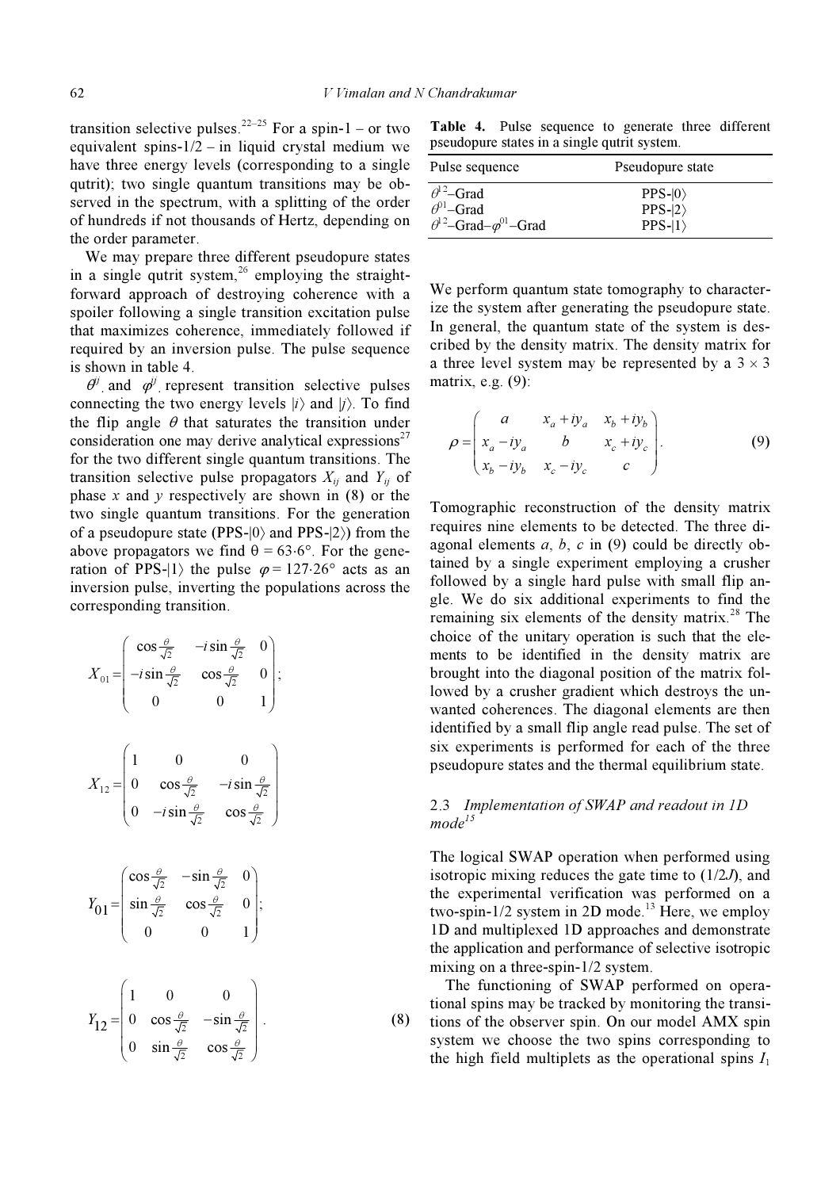transition selective pulses.[22–25] For a spin-1 – or two equivalent spins-1/2 – in liquid crystal medium we have three energy levels (corresponding to a single qutrit); two single quantum transitions may be observed in the spectrum, with a splitting of the order of hundreds if not thousands of Hertz, depending on the order parameter.

We may prepare three different pseudopure states in a single qutrit system,[26] employing the straightforward approach of destroying coherence with a spoiler following a single transition excitation pulse that maximizes coherence, immediately followed if required by an inversion pulse. The pulse sequence is shown in table 4.

$\theta^{ij}$ and $\varphi^{ij}$ represent transition selective pulses connecting the two energy levels $|i\rangle$ and $|j\rangle$. To find the flip angle $\theta$ that saturates the transition under consideration one may derive analytical expressions[27] for the two different single quantum transitions. The transition selective pulse propagators $X_{ij}$ and $Y_{ij}$ of phase $x$ and $y$ respectively are shown in (8) or the two single quantum transitions. For the generation of a pseudopure state (PPS-$|0\rangle$ and PPS-$|2\rangle$) from the above propagators we find $\theta = 63{\cdot}6°$. For the generation of PPS-$|1\rangle$ the pulse $\varphi = 127{\cdot}26°$ acts as an inversion pulse, inverting the populations across the corresponding transition.

$$X_{01} = \begin{pmatrix} \cos\frac{\theta}{\sqrt{2}} & -i\sin\frac{\theta}{\sqrt{2}} & 0 \\ -i\sin\frac{\theta}{\sqrt{2}} & \cos\frac{\theta}{\sqrt{2}} & 0 \\ 0 & 0 & 1 \end{pmatrix};$$

$$X_{12} = \begin{pmatrix} 1 & 0 & 0 \\ 0 & \cos\frac{\theta}{\sqrt{2}} & -i\sin\frac{\theta}{\sqrt{2}} \\ 0 & -i\sin\frac{\theta}{\sqrt{2}} & \cos\frac{\theta}{\sqrt{2}} \end{pmatrix}$$

$$Y_{01} = \begin{pmatrix} \cos\frac{\theta}{\sqrt{2}} & -\sin\frac{\theta}{\sqrt{2}} & 0 \\ \sin\frac{\theta}{\sqrt{2}} & \cos\frac{\theta}{\sqrt{2}} & 0 \\ 0 & 0 & 1 \end{pmatrix};$$

$$Y_{12} = \begin{pmatrix} 1 & 0 & 0 \\ 0 & \cos\frac{\theta}{\sqrt{2}} & -\sin\frac{\theta}{\sqrt{2}} \\ 0 & \sin\frac{\theta}{\sqrt{2}} & \cos\frac{\theta}{\sqrt{2}} \end{pmatrix}. \quad (8)$$

**Table 4.** Pulse sequence to generate three different pseudopure states in a single qutrit system.

| Pulse sequence | Pseudopure state |
|---|---|
| $\theta^{12}$–Grad | PPS-$\|0\rangle$ |
| $\theta^{01}$–Grad | PPS-$\|2\rangle$ |
| $\theta^{12}$–Grad–$\varphi^{01}$–Grad | PPS-$\|1\rangle$ |

We perform quantum state tomography to characterize the system after generating the pseudopure state. In general, the quantum state of the system is described by the density matrix. The density matrix for a three level system may be represented by a $3 \times 3$ matrix, e.g. (9):

$$\rho = \begin{pmatrix} a & x_a + iy_a & x_b + iy_b \\ x_a - iy_a & b & x_c + iy_c \\ x_b - iy_b & x_c - iy_c & c \end{pmatrix}. \quad (9)$$

Tomographic reconstruction of the density matrix requires nine elements to be detected. The three diagonal elements $a$, $b$, $c$ in (9) could be directly obtained by a single experiment employing a crusher followed by a single hard pulse with small flip angle. We do six additional experiments to find the remaining six elements of the density matrix.[28] The choice of the unitary operation is such that the elements to be identified in the density matrix are brought into the diagonal position of the matrix followed by a crusher gradient which destroys the unwanted coherences. The diagonal elements are then identified by a small flip angle read pulse. The set of six experiments is performed for each of the three pseudopure states and the thermal equilibrium state.

### 2.3 *Implementation of SWAP and readout in 1D mode*[15]

The logical SWAP operation when performed using isotropic mixing reduces the gate time to $(1/2J)$, and the experimental verification was performed on a two-spin-1/2 system in 2D mode.[13] Here, we employ 1D and multiplexed 1D approaches and demonstrate the application and performance of selective isotropic mixing on a three-spin-1/2 system.

The functioning of SWAP performed on operational spins may be tracked by monitoring the transitions of the observer spin. On our model AMX spin system we choose the two spins corresponding to the high field multiplets as the operational spins $I_1$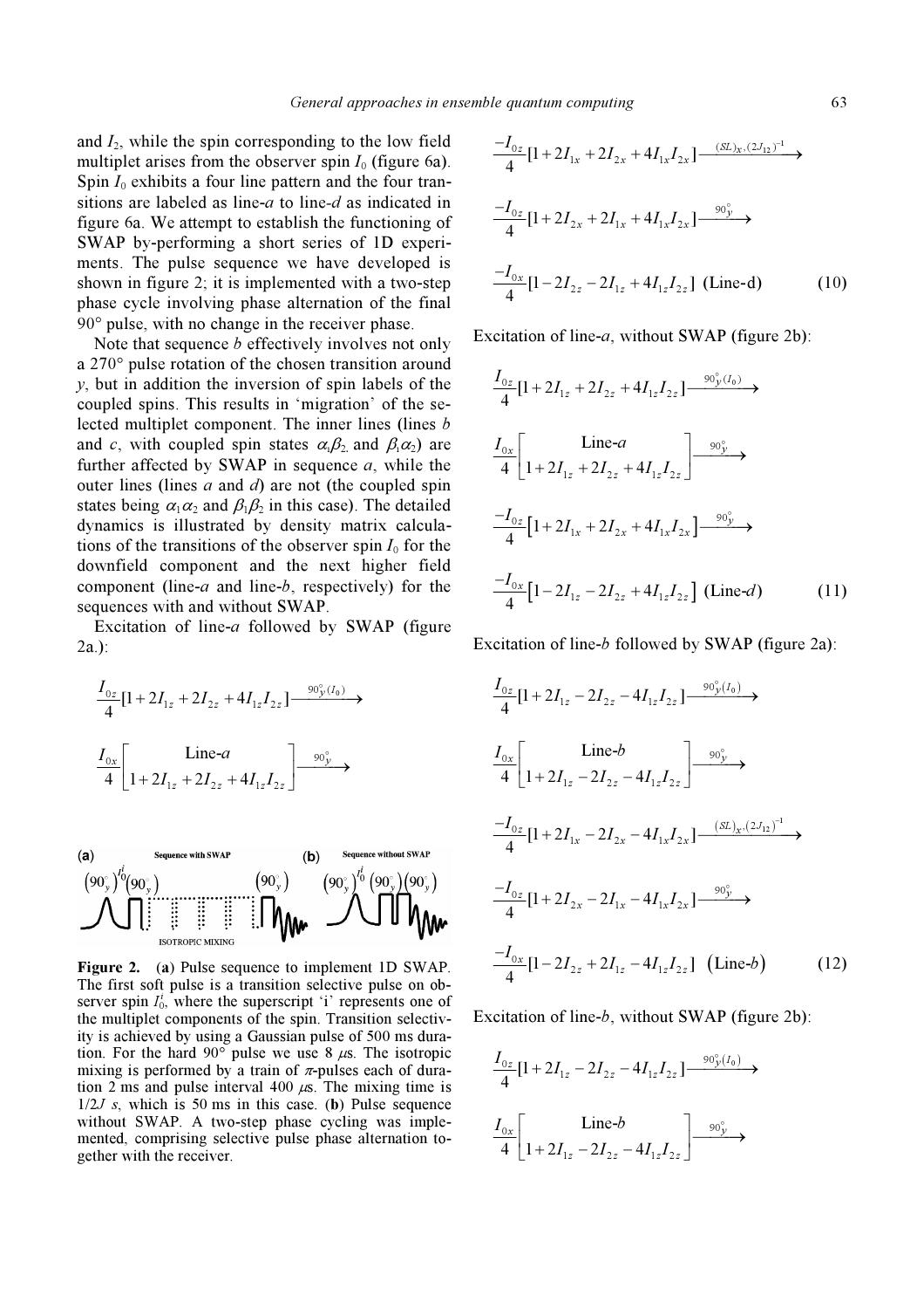and $I_2$, while the spin corresponding to the low field multiplet arises from the observer spin $I_0$ (figure 6a). Spin $I_0$ exhibits a four line pattern and the four transitions are labeled as line-*a* to line-*d* as indicated in figure 6a. We attempt to establish the functioning of SWAP by-performing a short series of 1D experiments. The pulse sequence we have developed is shown in figure 2; it is implemented with a two-step phase cycle involving phase alternation of the final 90° pulse, with no change in the receiver phase.

Note that sequence *b* effectively involves not only a 270° pulse rotation of the chosen transition around *y*, but in addition the inversion of spin labels of the coupled spins. This results in 'migration' of the selected multiplet component. The inner lines (lines *b* and *c*, with coupled spin states $\alpha_1\beta_2$ and $\beta_1\alpha_2$) are further affected by SWAP in sequence *a*, while the outer lines (lines *a* and *d*) are not (the coupled spin states being $\alpha_1\alpha_2$ and $\beta_1\beta_2$ in this case). The detailed dynamics is illustrated by density matrix calculations of the transitions of the observer spin $I_0$ for the downfield component and the next higher field component (line-*a* and line-*b*, respectively) for the sequences with and without SWAP.

Excitation of line-*a* followed by SWAP (figure 2a.):

$$\frac{I_{0z}}{4}[1+2I_{1z}+2I_{2z}+4I_{1z}I_{2z}] \xrightarrow{90^\circ_y(I_0)}$$

$$\frac{I_{0x}}{4}\left[\begin{matrix}\text{Line-}a\\ 1+2I_{1z}+2I_{2z}+4I_{1z}I_{2z}\end{matrix}\right] \xrightarrow{90^\circ_y}$$

$$\frac{-I_{0z}}{4}[1+2I_{1x}+2I_{2x}+4I_{1x}I_{2x}] \xrightarrow{(SL)_x,(2J_{12})^{-1}}$$

$$\frac{-I_{0z}}{4}[1+2I_{2x}+2I_{1x}+4I_{1x}I_{2x}] \xrightarrow{90^\circ_y}$$

$$\frac{-I_{0x}}{4}[1-2I_{2z}-2I_{1z}+4I_{1z}I_{2z}] \text{ (Line-d)} \tag{10}$$

Figure 2. (**a**) Pulse sequence to implement 1D SWAP. The first soft pulse is a transition selective pulse on observer spin $I_0^i$, where the superscript 'i' represents one of the multiplet components of the spin. Transition selectivity is achieved by using a Gaussian pulse of 500 ms duration. For the hard 90° pulse we use 8 $\mu$s. The isotropic mixing is performed by a train of $\pi$-pulses each of duration 2 ms and pulse interval 400 $\mu$s. The mixing time is $1/2J$ *s*, which is 50 ms in this case. (**b**) Pulse sequence without SWAP. A two-step phase cycling was implemented, comprising selective pulse phase alternation together with the receiver.

Excitation of line-*a*, without SWAP (figure 2b):

$$\frac{I_{0z}}{4}[1+2I_{1z}+2I_{2z}+4I_{1z}I_{2z}] \xrightarrow{90^\circ_y(I_0)}$$

$$\frac{I_{0x}}{4}\left[\begin{matrix}\text{Line-}a\\ 1+2I_{1z}+2I_{2z}+4I_{1z}I_{2z}\end{matrix}\right] \xrightarrow{90^\circ_y}$$

$$\frac{-I_{0z}}{4}\left[1+2I_{1x}+2I_{2x}+4I_{1x}I_{2x}\right] \xrightarrow{90^\circ_y}$$

$$\frac{-I_{0x}}{4}\left[1-2I_{1z}-2I_{2z}+4I_{1z}I_{2z}\right] \text{ (Line-}d\text{)} \tag{11}$$

Excitation of line-*b* followed by SWAP (figure 2a):

$$\frac{I_{0z}}{4}[1+2I_{1z}-2I_{2z}-4I_{1z}I_{2z}] \xrightarrow{90^\circ_y(I_0)}$$

$$\frac{I_{0x}}{4}\left[\begin{matrix}\text{Line-}b\\ 1+2I_{1z}-2I_{2z}-4I_{1z}I_{2z}\end{matrix}\right] \xrightarrow{90^\circ_y}$$

$$\frac{-I_{0z}}{4}[1+2I_{1x}-2I_{2x}-4I_{1x}I_{2x}] \xrightarrow{(SL)_x,(2J_{12})^{-1}}$$

$$\frac{-I_{0z}}{4}[1+2I_{2x}-2I_{1x}-4I_{1x}I_{2x}] \xrightarrow{90^\circ_y}$$

$$\frac{-I_{0x}}{4}[1-2I_{2z}+2I_{1z}-4I_{1z}I_{2z}] \text{ (Line-}b\text{)} \tag{12}$$

Excitation of line-*b*, without SWAP (figure 2b):

$$\frac{I_{0z}}{4}[1+2I_{1z}-2I_{2z}-4I_{1z}I_{2z}] \xrightarrow{90^\circ_y(I_0)}$$

$$\frac{I_{0x}}{4}\left[\begin{matrix}\text{Line-}b\\ 1+2I_{1z}-2I_{2z}-4I_{1z}I_{2z}\end{matrix}\right] \xrightarrow{90^\circ_y}$$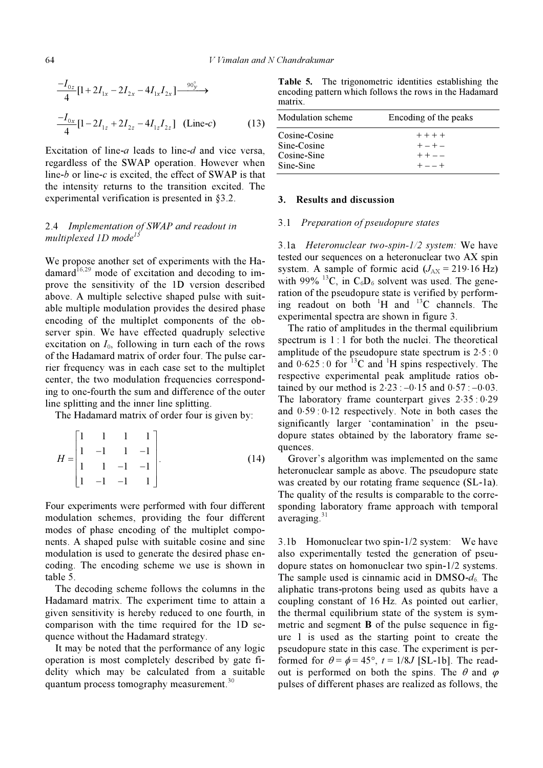$$\frac{-I_{0z}}{4}[1+2I_{1x}-2I_{2x}-4I_{1x}I_{2x}] \xrightarrow{90^\circ_y}$$

$$\frac{-I_{0x}}{4}[1-2I_{1z}+2I_{2z}-4I_{1z}I_{2z}] \quad \text{(Line-}c\text{)} \qquad (13)$$

Excitation of line-*a* leads to line-*d* and vice versa, regardless of the SWAP operation. However when line-*b* or line-*c* is excited, the effect of SWAP is that the intensity returns to the transition excited. The experimental verification is presented in §3.2.

### 2.4 *Implementation of SWAP and readout in multiplexed 1D mode*[15]

We propose another set of experiments with the Hadamard[16,29] mode of excitation and decoding to improve the sensitivity of the 1D version described above. A multiple selective shaped pulse with suitable multiple modulation provides the desired phase encoding of the multiplet components of the observer spin. We have effected quadruply selective excitation on $I_0$, following in turn each of the rows of the Hadamard matrix of order four. The pulse carrier frequency was in each case set to the multiplet center, the two modulation frequencies corresponding to one-fourth the sum and difference of the outer line splitting and the inner line splitting.

The Hadamard matrix of order four is given by:

$$H = \begin{bmatrix} 1 & 1 & 1 & 1 \\ 1 & -1 & 1 & -1 \\ 1 & 1 & -1 & -1 \\ 1 & -1 & -1 & 1 \end{bmatrix}. \qquad (14)$$

Four experiments were performed with four different modulation schemes, providing the four different modes of phase encoding of the multiplet components. A shaped pulse with suitable cosine and sine modulation is used to generate the desired phase encoding. The encoding scheme we use is shown in table 5.

The decoding scheme follows the columns in the Hadamard matrix. The experiment time to attain a given sensitivity is hereby reduced to one fourth, in comparison with the time required for the 1D sequence without the Hadamard strategy.

It may be noted that the performance of any logic operation is most completely described by gate fidelity which may be calculated from a suitable quantum process tomography measurement.[30]

**Table 5.** The trigonometric identities establishing the encoding pattern which follows the rows in the Hadamard matrix.

| Modulation scheme | Encoding of the peaks |
|---|---|
| Cosine-Cosine | + + + + |
| Sine-Cosine | + – + – |
| Cosine-Sine | + + – – |
| Sine-Sine | + – – + |

## 3. Results and discussion

### 3.1 *Preparation of pseudopure states*

3.1a *Heteronuclear two-spin-1/2 system:* We have tested our sequences on a heteronuclear two AX spin system. A sample of formic acid ($J_{AX} = 219{\cdot}16$ Hz) with 99% $^{13}$C, in $C_6D_6$ solvent was used. The generation of the pseudopure state is verified by performing readout on both $^1$H and $^{13}$C channels. The experimental spectra are shown in figure 3.

The ratio of amplitudes in the thermal equilibrium spectrum is 1 : 1 for both the nuclei. The theoretical amplitude of the pseudopure state spectrum is 2·5 : 0 and 0·625 : 0 for $^{13}$C and $^1$H spins respectively. The respective experimental peak amplitude ratios obtained by our method is 2·23 : –0·15 and 0·57 : –0·03. The laboratory frame counterpart gives 2·35 : 0·29 and 0·59 : 0·12 respectively. Note in both cases the significantly larger 'contamination' in the pseudopure states obtained by the laboratory frame sequences.

Grover's algorithm was implemented on the same heteronuclear sample as above. The pseudopure state was created by our rotating frame sequence (SL-1a). The quality of the results is comparable to the corresponding laboratory frame approach with temporal averaging.[31]

3.1b Homonuclear two spin-1/2 system: We have also experimentally tested the generation of pseudopure states on homonuclear two spin-1/2 systems. The sample used is cinnamic acid in DMSO-$d_6$. The aliphatic trans-protons being used as qubits have a coupling constant of 16 Hz. As pointed out earlier, the thermal equilibrium state of the system is symmetric and segment **B** of the pulse sequence in figure 1 is used as the starting point to create the pseudopure state in this case. The experiment is performed for $\theta = \phi = 45°$, $t = 1/8J$ [SL-1b]. The readout is performed on both the spins. The $\theta$ and $\varphi$ pulses of different phases are realized as follows, the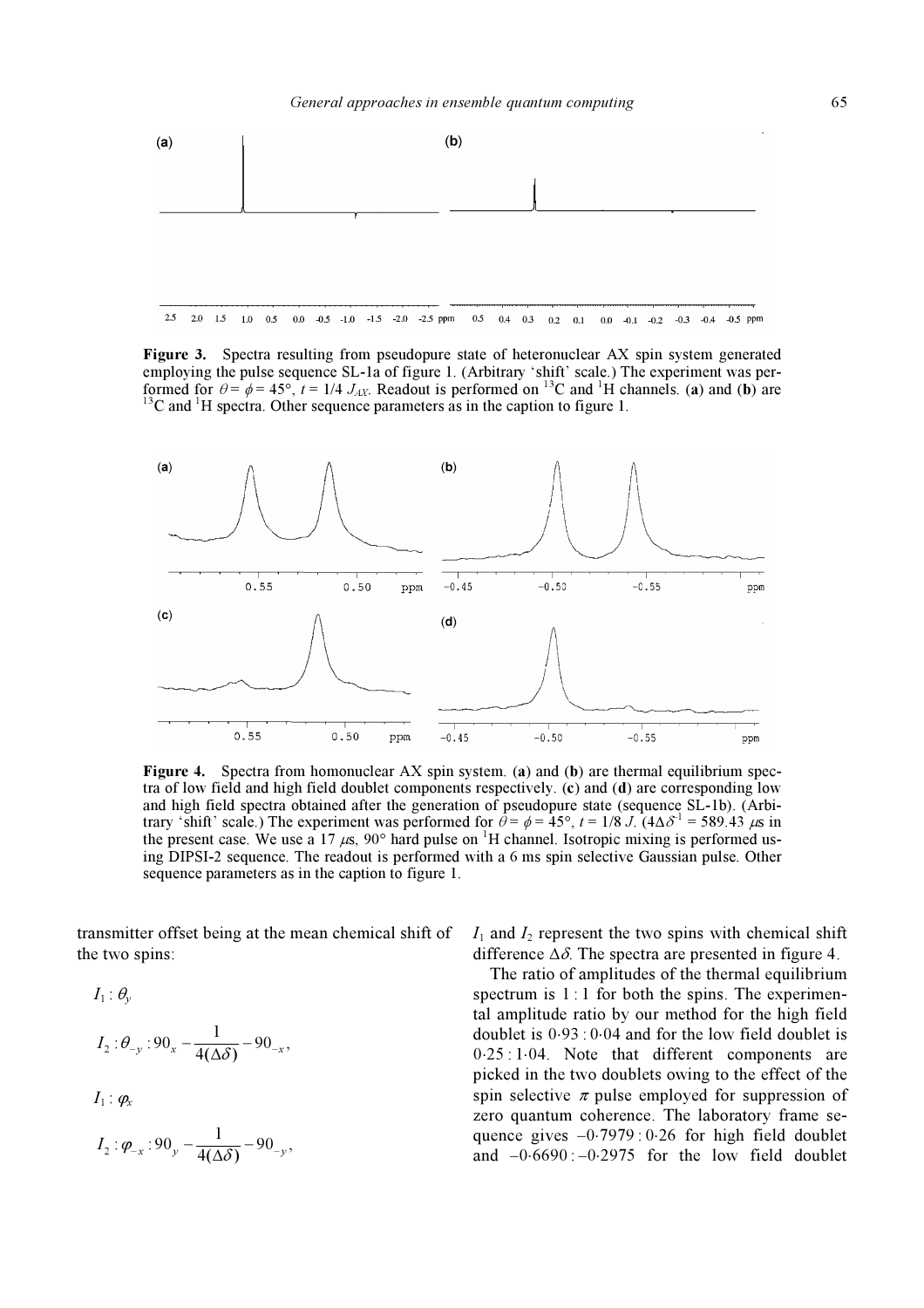Figure 3. Spectra resulting from pseudopure state of heteronuclear AX spin system generated employing the pulse sequence SL-1a of figure 1. (Arbitrary 'shift' scale.) The experiment was performed for $\theta = \phi = 45°$, $t = 1/4\ J_{AX}$. Readout is performed on $^{13}C$ and $^{1}H$ channels. (a) and (b) are $^{13}C$ and $^{1}H$ spectra. Other sequence parameters as in the caption to figure 1.

Figure 4. Spectra from homonuclear AX spin system. (a) and (b) are thermal equilibrium spectra of low field and high field doublet components respectively. (c) and (d) are corresponding low and high field spectra obtained after the generation of pseudopure state (sequence SL-1b). (Arbitrary 'shift' scale.) The experiment was performed for $\theta = \phi = 45°$, $t = 1/8\ J$. ($4\Delta\delta^{-1} = 589.43\ \mu s$ in the present case. We use a 17 $\mu s$, 90° hard pulse on $^{1}H$ channel. Isotropic mixing is performed using DIPSI-2 sequence. The readout is performed with a 6 ms spin selective Gaussian pulse. Other sequence parameters as in the caption to figure 1.

transmitter offset being at the mean chemical shift of the two spins:

$$I_1 : \theta_y$$

$$I_2 : \theta_{-y} : 90_x - \frac{1}{4(\Delta\delta)} - 90_{-x},$$

$$I_1 : \varphi_x$$

$$I_2 : \varphi_{-x} : 90_y - \frac{1}{4(\Delta\delta)} - 90_{-y},$$

$I_1$ and $I_2$ represent the two spins with chemical shift difference $\Delta\delta$. The spectra are presented in figure 4.

The ratio of amplitudes of the thermal equilibrium spectrum is 1 : 1 for both the spins. The experimental amplitude ratio by our method for the high field doublet is 0·93 : 0·04 and for the low field doublet is 0·25 : 1·04. Note that different components are picked in the two doublets owing to the effect of the spin selective $\pi$ pulse employed for suppression of zero quantum coherence. The laboratory frame sequence gives –0·7979 : 0·26 for high field doublet and –0·6690 : –0·2975 for the low field doublet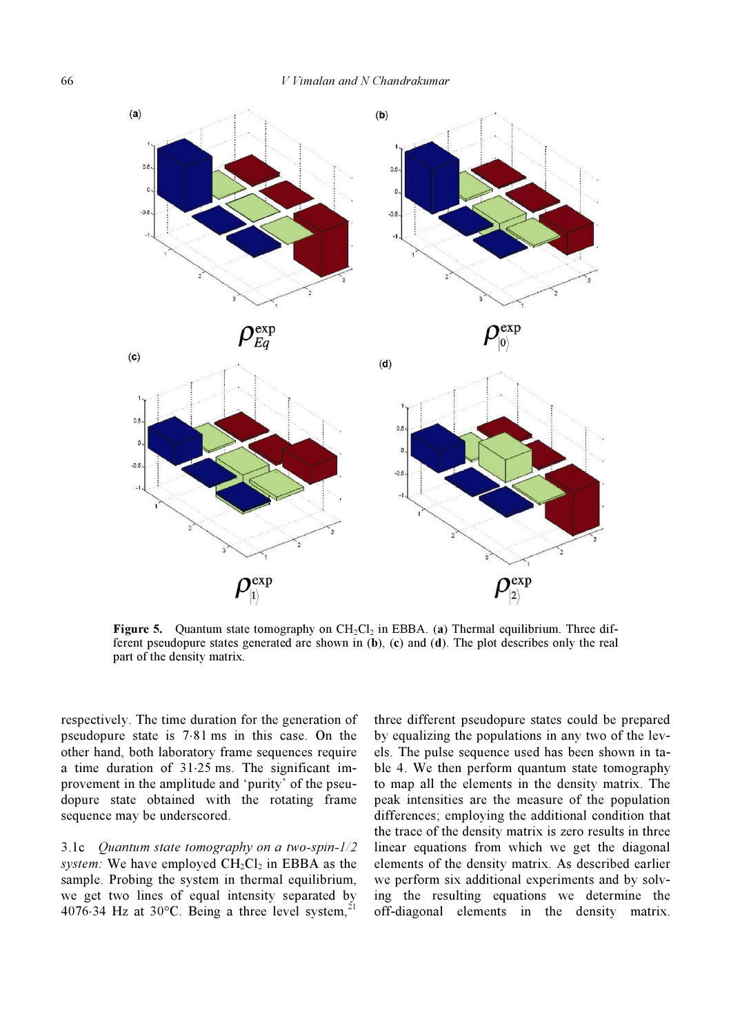**Figure 5.** Quantum state tomography on $CH_2Cl_2$ in EBBA. (**a**) Thermal equilibrium. Three different pseudopure states generated are shown in (**b**), (**c**) and (**d**). The plot describes only the real part of the density matrix.

respectively. The time duration for the generation of pseudopure state is 7·81 ms in this case. On the other hand, both laboratory frame sequences require a time duration of 31·25 ms. The significant improvement in the amplitude and 'purity' of the pseudopure state obtained with the rotating frame sequence may be underscored.

3.1c *Quantum state tomography on a two-spin-1/2 system:* We have employed $CH_2Cl_2$ in EBBA as the sample. Probing the system in thermal equilibrium, we get two lines of equal intensity separated by 4076·34 Hz at 30°C. Being a three level system,[21] three different pseudopure states could be prepared by equalizing the populations in any two of the levels. The pulse sequence used has been shown in table 4. We then perform quantum state tomography to map all the elements in the density matrix. The peak intensities are the measure of the population differences; employing the additional condition that the trace of the density matrix is zero results in three linear equations from which we get the diagonal elements of the density matrix. As described earlier we perform six additional experiments and by solving the resulting equations we determine the off-diagonal elements in the density matrix.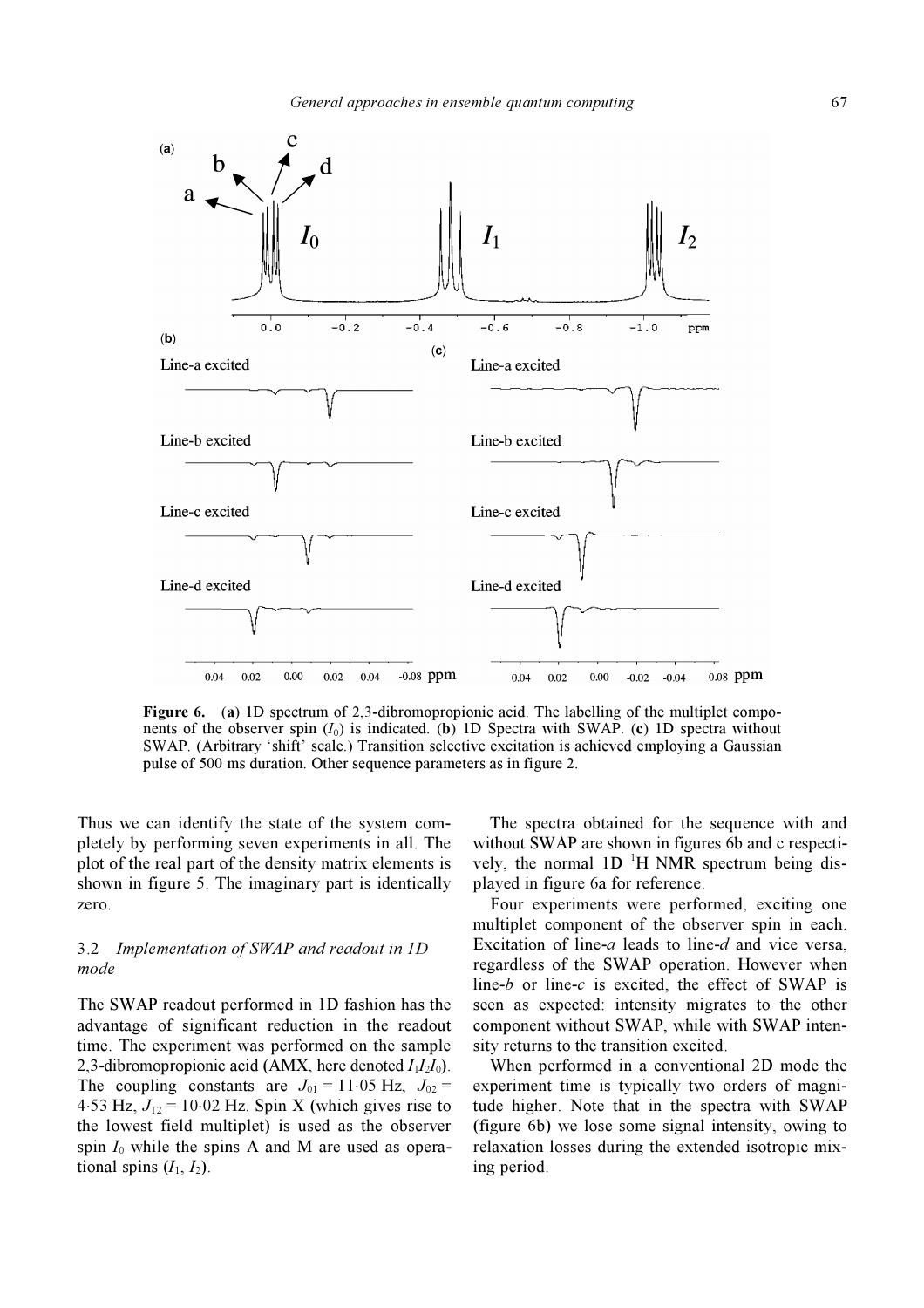**Figure 6.** (**a**) 1D spectrum of 2,3-dibromopropionic acid. The labelling of the multiplet components of the observer spin ($I_0$) is indicated. (**b**) 1D Spectra with SWAP. (**c**) 1D spectra without SWAP. (Arbitrary 'shift' scale.) Transition selective excitation is achieved employing a Gaussian pulse of 500 ms duration. Other sequence parameters as in figure 2.

Thus we can identify the state of the system completely by performing seven experiments in all. The plot of the real part of the density matrix elements is shown in figure 5. The imaginary part is identically zero.

### 3.2 *Implementation of SWAP and readout in 1D mode*

The SWAP readout performed in 1D fashion has the advantage of significant reduction in the readout time. The experiment was performed on the sample 2,3-dibromopropionic acid (AMX, here denoted $I_1I_2I_0$). The coupling constants are $J_{01} = 11{\cdot}05$ Hz, $J_{02} = 4{\cdot}53$ Hz, $J_{12} = 10{\cdot}02$ Hz. Spin X (which gives rise to the lowest field multiplet) is used as the observer spin $I_0$ while the spins A and M are used as operational spins ($I_1$, $I_2$).

The spectra obtained for the sequence with and without SWAP are shown in figures 6b and c respectively, the normal 1D $^1$H NMR spectrum being displayed in figure 6a for reference.

Four experiments were performed, exciting one multiplet component of the observer spin in each. Excitation of line-*a* leads to line-*d* and vice versa, regardless of the SWAP operation. However when line-*b* or line-*c* is excited, the effect of SWAP is seen as expected: intensity migrates to the other component without SWAP, while with SWAP intensity returns to the transition excited.

When performed in a conventional 2D mode the experiment time is typically two orders of magnitude higher. Note that in the spectra with SWAP (figure 6b) we lose some signal intensity, owing to relaxation losses during the extended isotropic mixing period.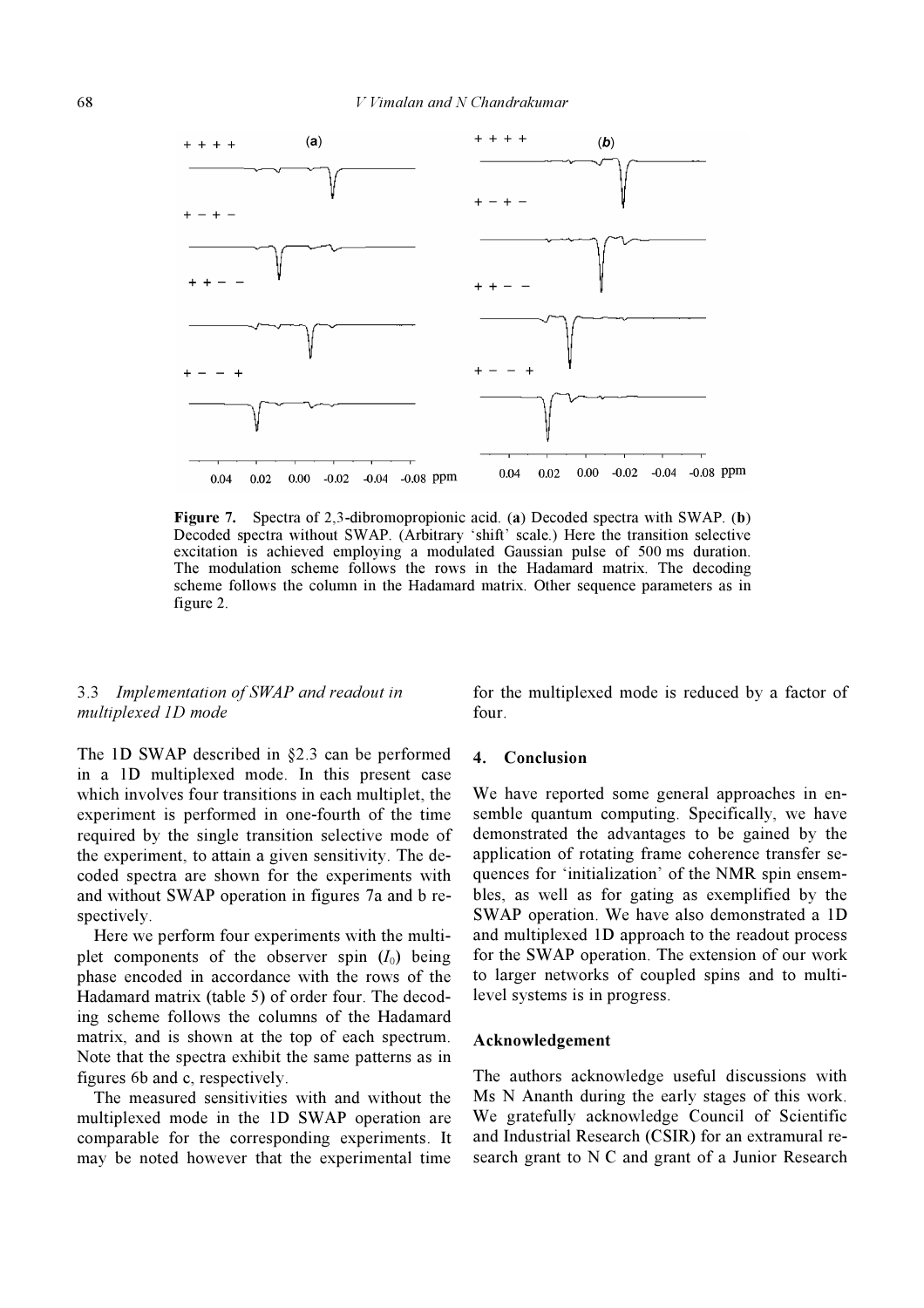**Figure 7.** Spectra of 2,3-dibromopropionic acid. (**a**) Decoded spectra with SWAP. (**b**) Decoded spectra without SWAP. (Arbitrary 'shift' scale.) Here the transition selective excitation is achieved employing a modulated Gaussian pulse of 500 ms duration. The modulation scheme follows the rows in the Hadamard matrix. The decoding scheme follows the column in the Hadamard matrix. Other sequence parameters as in figure 2.

### 3.3 *Implementation of SWAP and readout in multiplexed 1D mode*

The 1D SWAP described in §2.3 can be performed in a 1D multiplexed mode. In this present case which involves four transitions in each multiplet, the experiment is performed in one-fourth of the time required by the single transition selective mode of the experiment, to attain a given sensitivity. The decoded spectra are shown for the experiments with and without SWAP operation in figures 7a and b respectively.

Here we perform four experiments with the multiplet components of the observer spin ($I_0$) being phase encoded in accordance with the rows of the Hadamard matrix (table 5) of order four. The decoding scheme follows the columns of the Hadamard matrix, and is shown at the top of each spectrum. Note that the spectra exhibit the same patterns as in figures 6b and c, respectively.

The measured sensitivities with and without the multiplexed mode in the 1D SWAP operation are comparable for the corresponding experiments. It may be noted however that the experimental time for the multiplexed mode is reduced by a factor of four.

## 4. Conclusion

We have reported some general approaches in ensemble quantum computing. Specifically, we have demonstrated the advantages to be gained by the application of rotating frame coherence transfer sequences for 'initialization' of the NMR spin ensembles, as well as for gating as exemplified by the SWAP operation. We have also demonstrated a 1D and multiplexed 1D approach to the readout process for the SWAP operation. The extension of our work to larger networks of coupled spins and to multilevel systems is in progress.

### Acknowledgement

The authors acknowledge useful discussions with Ms N Ananth during the early stages of this work. We gratefully acknowledge Council of Scientific and Industrial Research (CSIR) for an extramural research grant to N C and grant of a Junior Research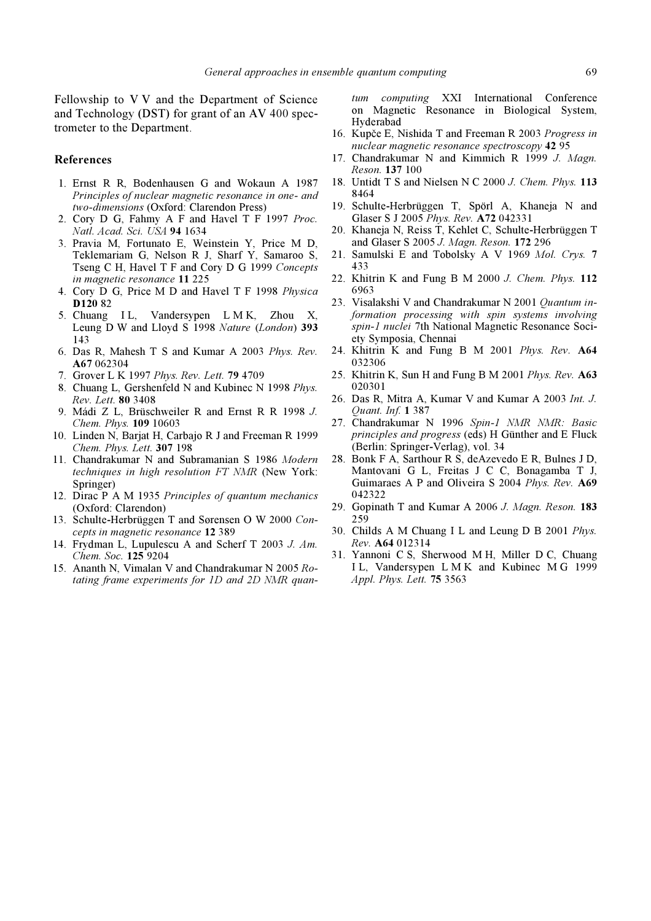Fellowship to V V and the Department of Science and Technology (DST) for grant of an AV 400 spectrometer to the Department.

## References

1. Ernst R R, Bodenhausen G and Wokaun A 1987 *Principles of nuclear magnetic resonance in one- and two-dimensions* (Oxford: Clarendon Press)
2. Cory D G, Fahmy A F and Havel T F 1997 *Proc. Natl. Acad. Sci. USA* **94** 1634
3. Pravia M, Fortunato E, Weinstein Y, Price M D, Teklemariam G, Nelson R J, Sharf Y, Samaroo S, Tseng C H, Havel T F and Cory D G 1999 *Concepts in magnetic resonance* **11** 225
4. Cory D G, Price M D and Havel T F 1998 *Physica* **D120** 82
5. Chuang I L, Vandersypen L M K, Zhou X, Leung D W and Lloyd S 1998 *Nature* (*London*) **393** 143
6. Das R, Mahesh T S and Kumar A 2003 *Phys. Rev.* **A67** 062304
7. Grover L K 1997 *Phys. Rev. Lett.* **79** 4709
8. Chuang L, Gershenfeld N and Kubinec N 1998 *Phys. Rev. Lett.* **80** 3408
9. Mádi Z L, Brüschweiler R and Ernst R R 1998 *J. Chem. Phys.* **109** 10603
10. Linden N, Barjat H, Carbajo R J and Freeman R 1999 *Chem. Phys. Lett.* **307** 198
11. Chandrakumar N and Subramanian S 1986 *Modern techniques in high resolution FT NMR* (New York: Springer)
12. Dirac P A M 1935 *Principles of quantum mechanics* (Oxford: Clarendon)
13. Schulte-Herbrüggen T and Sørensen O W 2000 *Concepts in magnetic resonance* **12** 389
14. Frydman L, Lupulescu A and Scherf T 2003 *J. Am. Chem. Soc.* **125** 9204
15. Ananth N, Vimalan V and Chandrakumar N 2005 *Rotating frame experiments for 1D and 2D NMR quantum computing* XXI International Conference on Magnetic Resonance in Biological System, Hyderabad
16. Kupče E, Nishida T and Freeman R 2003 *Progress in nuclear magnetic resonance spectroscopy* **42** 95
17. Chandrakumar N and Kimmich R 1999 *J. Magn. Reson.* **137** 100
18. Untidt T S and Nielsen N C 2000 *J. Chem. Phys.* **113** 8464
19. Schulte-Herbrüggen T, Spörl A, Khaneja N and Glaser S J 2005 *Phys. Rev.* **A72** 042331
20. Khaneja N, Reiss T, Kehlet C, Schulte-Herbrüggen T and Glaser S 2005 *J. Magn. Reson.* **172** 296
21. Samulski E and Tobolsky A V 1969 *Mol. Crys.* **7** 433
22. Khitrin K and Fung B M 2000 *J. Chem. Phys.* **112** 6963
23. Visalakshi V and Chandrakumar N 2001 *Quantum information processing with spin systems involving spin-1 nuclei* 7th National Magnetic Resonance Society Symposia, Chennai
24. Khitrin K and Fung B M 2001 *Phys. Rev.* **A64** 032306
25. Khitrin K, Sun H and Fung B M 2001 *Phys. Rev.* **A63** 020301
26. Das R, Mitra A, Kumar V and Kumar A 2003 *Int. J. Quant. Inf.* **1** 387
27. Chandrakumar N 1996 *Spin-1 NMR NMR: Basic principles and progress* (eds) H Günther and E Fluck (Berlin: Springer-Verlag), vol. 34
28. Bonk F A, Sarthour R S, deAzevedo E R, Bulnes J D, Mantovani G L, Freitas J C C, Bonagamba T J, Guimaraes A P and Oliveira S 2004 *Phys. Rev.* **A69** 042322
29. Gopinath T and Kumar A 2006 *J. Magn. Reson.* **183** 259
30. Childs A M Chuang I L and Leung D B 2001 *Phys. Rev.* **A64** 012314
31. Yannoni C S, Sherwood M H, Miller D C, Chuang I L, Vandersypen L M K and Kubinec M G 1999 *Appl. Phys. Lett.* **75** 3563